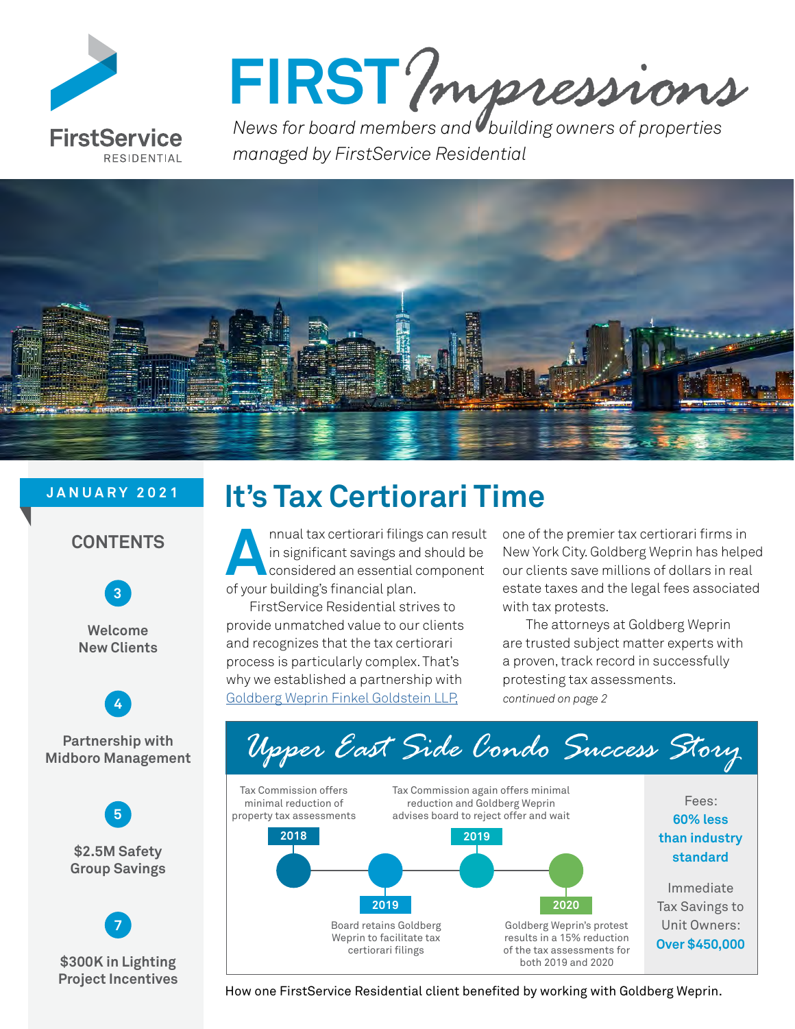# FIRST *Impressions*

*News for board members and building owners of properties managed by FirstService Residential*

**JANUARY 2021**

## CONTENTS

**3** Welcome New Clients

**4** Partnership with Midboro Management

**5** $2.5M Safety Group Savings

**7** $300K in Lighting Project Incentives

# It's Tax Certiorari Time

Annual tax certiorari filings can result in significant savings and should be considered an essential component of your building's financial plan.

FirstService Residential strives to provide unmatched value to our clients and recognizes that the tax certiorari process is particularly complex. That's why we established a partnership with Goldberg Weprin Finkel Goldstein LLP, one of the premier tax certiorari firms in New York City. Goldberg Weprin has helped our clients save millions of dollars in real estate taxes and the legal fees associated with tax protests.

The attorneys at Goldberg Weprin are trusted subject matter experts with a proven, track record in successfully protesting tax assessments.

*continued on page 2*

## *Upper East Side Condo Success Story*

- **2018** — Tax Commission offers minimal reduction of property tax assessments
- **2019** — Board retains Goldberg Weprin to facilitate tax certiorari filings
- **2019** — Tax Commission again offers minimal reduction and Goldberg Weprin advises board to reject offer and wait
- **2020** — Goldberg Weprin's protest results in a 15% reduction of the tax assessments for both 2019 and 2020

Fees: **60% less than industry standard**

Immediate Tax Savings to Unit Owners: **Over $450,000**

How one FirstService Residential client benefited by working with Goldberg Weprin.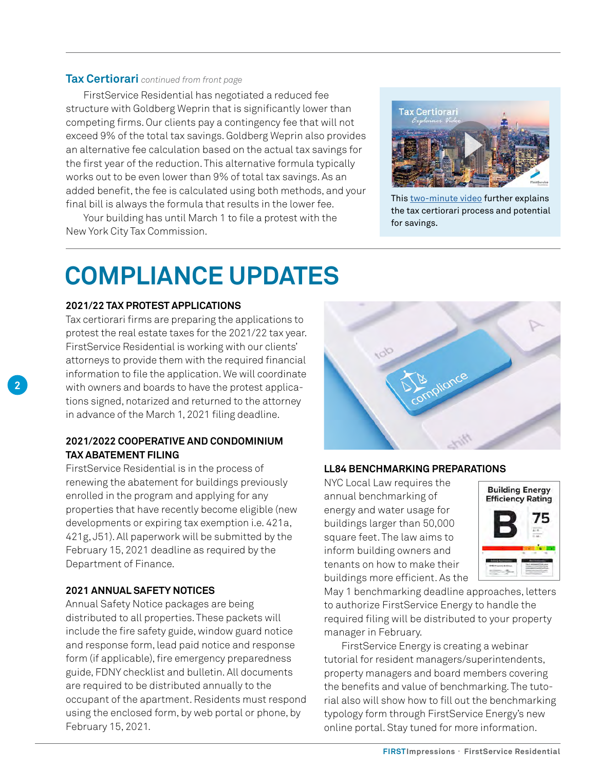**Tax Certiorari** *continued from front page*

FirstService Residential has negotiated a reduced fee structure with Goldberg Weprin that is significantly lower than competing firms. Our clients pay a contingency fee that will not exceed 9% of the total tax savings. Goldberg Weprin also provides an alternative fee calculation based on the actual tax savings for the first year of the reduction. This alternative formula typically works out to be even lower than 9% of total tax savings. As an added benefit, the fee is calculated using both methods, and your final bill is always the formula that results in the lower fee.

Your building has until March 1 to file a protest with the New York City Tax Commission.

This two-minute video further explains the tax certiorari process and potential for savings.

# COMPLIANCE UPDATES

### 2021/22 TAX PROTEST APPLICATIONS

Tax certiorari firms are preparing the applications to protest the real estate taxes for the 2021/22 tax year. FirstService Residential is working with our clients' attorneys to provide them with the required financial information to file the application. We will coordinate with owners and boards to have the protest applications signed, notarized and returned to the attorney in advance of the March 1, 2021 filing deadline.

### 2021/2022 COOPERATIVE AND CONDOMINIUM TAX ABATEMENT FILING

FirstService Residential is in the process of renewing the abatement for buildings previously enrolled in the program and applying for any properties that have recently become eligible (new developments or expiring tax exemption i.e. 421a, 421g, J51). All paperwork will be submitted by the February 15, 2021 deadline as required by the Department of Finance.

### 2021 ANNUAL SAFETY NOTICES

Annual Safety Notice packages are being distributed to all properties. These packets will include the fire safety guide, window guard notice and response form, lead paid notice and response form (if applicable), fire emergency preparedness guide, FDNY checklist and bulletin. All documents are required to be distributed annually to the occupant of the apartment. Residents must respond using the enclosed form, by web portal or phone, by February 15, 2021.

### LL84 BENCHMARKING PREPARATIONS

NYC Local Law requires the annual benchmarking of energy and water usage for buildings larger than 50,000 square feet. The law aims to inform building owners and tenants on how to make their buildings more efficient. As the May 1 benchmarking deadline approaches, letters to authorize FirstService Energy to handle the required filing will be distributed to your property manager in February.

FirstService Energy is creating a webinar tutorial for resident managers/superintendents, property managers and board members covering the benefits and value of benchmarking. The tutorial also will show how to fill out the benchmarking typology form through FirstService Energy's new online portal. Stay tuned for more information.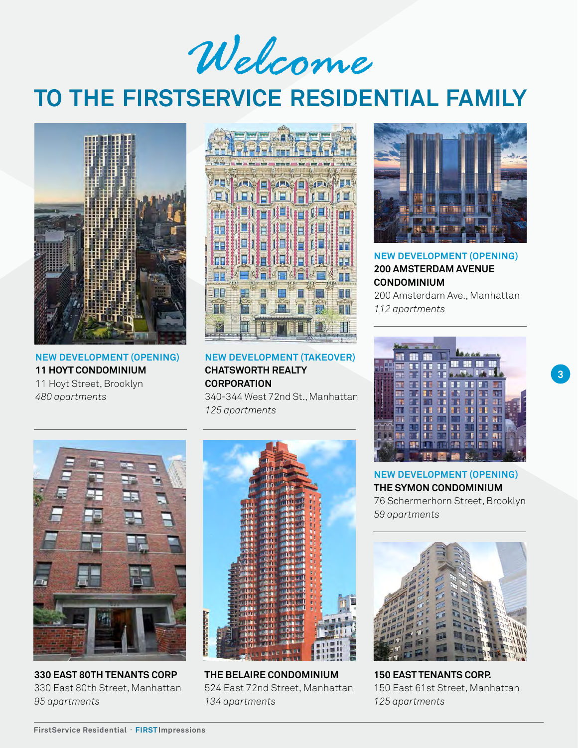# Welcome

# TO THE FIRSTSERVICE RESIDENTIAL FAMILY

**NEW DEVELOPMENT (OPENING)**
**11 HOYT CONDOMINIUM**
11 Hoyt Street, Brooklyn
*480 apartments*

**NEW DEVELOPMENT (TAKEOVER)**
**CHATSWORTH REALTY CORPORATION**
340-344 West 72nd St., Manhattan
*125 apartments*

**NEW DEVELOPMENT (OPENING)**
**200 AMSTERDAM AVENUE CONDOMINIUM**
200 Amsterdam Ave., Manhattan
*112 apartments*

**NEW DEVELOPMENT (OPENING)**
**THE SYMON CONDOMINIUM**
76 Schermerhorn Street, Brooklyn
*59 apartments*

**330 EAST 80TH TENANTS CORP**
330 East 80th Street, Manhattan
*95 apartments*

**THE BELAIRE CONDOMINIUM**
524 East 72nd Street, Manhattan
*134 apartments*

**150 EAST TENANTS CORP.**
150 East 61st Street, Manhattan
*125 apartments*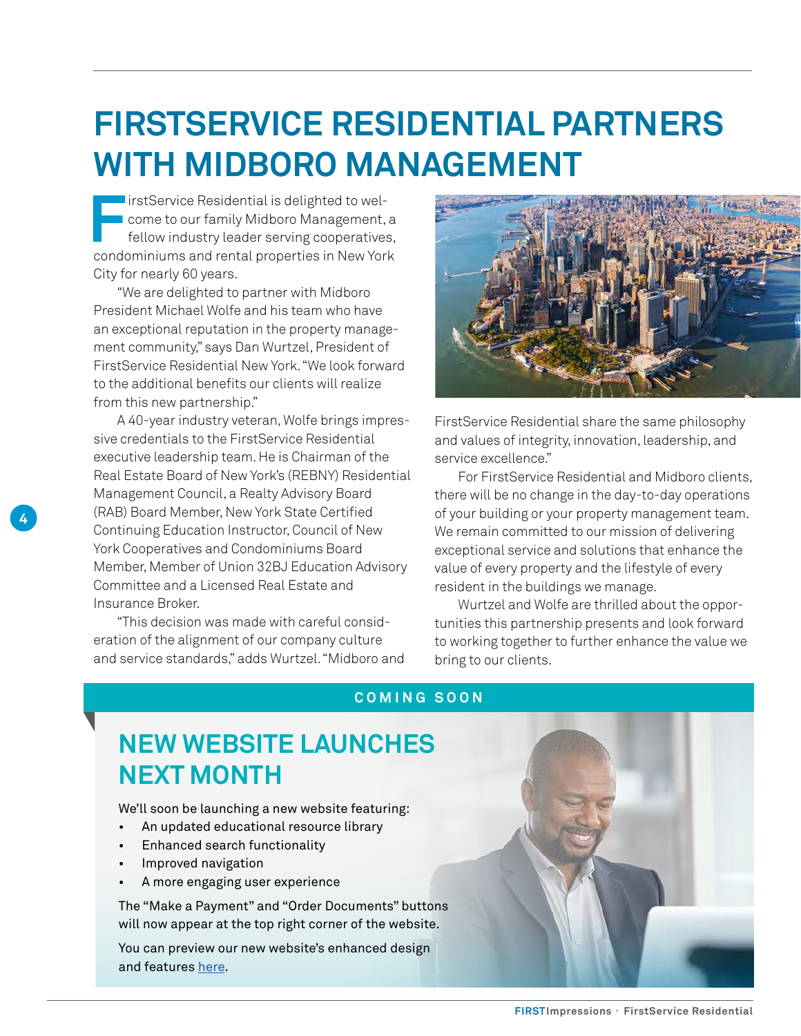# FIRSTSERVICE RESIDENTIAL PARTNERS WITH MIDBORO MANAGEMENT

FirstService Residential is delighted to welcome to our family Midboro Management, a fellow industry leader serving cooperatives, condominiums and rental properties in New York City for nearly 60 years.

"We are delighted to partner with Midboro President Michael Wolfe and his team who have an exceptional reputation in the property management community," says Dan Wurtzel, President of FirstService Residential New York. "We look forward to the additional benefits our clients will realize from this new partnership."

A 40-year industry veteran, Wolfe brings impressive credentials to the FirstService Residential executive leadership team. He is Chairman of the Real Estate Board of New York's (REBNY) Residential Management Council, a Realty Advisory Board (RAB) Board Member, New York State Certified Continuing Education Instructor, Council of New York Cooperatives and Condominiums Board Member, Member of Union 32BJ Education Advisory Committee and a Licensed Real Estate and Insurance Broker.

"This decision was made with careful consideration of the alignment of our company culture and service standards," adds Wurtzel. "Midboro and FirstService Residential share the same philosophy and values of integrity, innovation, leadership, and service excellence."

For FirstService Residential and Midboro clients, there will be no change in the day-to-day operations of your building or your property management team. We remain committed to our mission of delivering exceptional service and solutions that enhance the value of every property and the lifestyle of every resident in the buildings we manage.

Wurtzel and Wolfe are thrilled about the opportunities this partnership presents and look forward to working together to further enhance the value we bring to our clients.

COMING SOON

## NEW WEBSITE LAUNCHES NEXT MONTH

We'll soon be launching a new website featuring:

- An updated educational resource library
- Enhanced search functionality
- Improved navigation
- A more engaging user experience

The "Make a Payment" and "Order Documents" buttons will now appear at the top right corner of the website.

You can preview our new website's enhanced design and features here.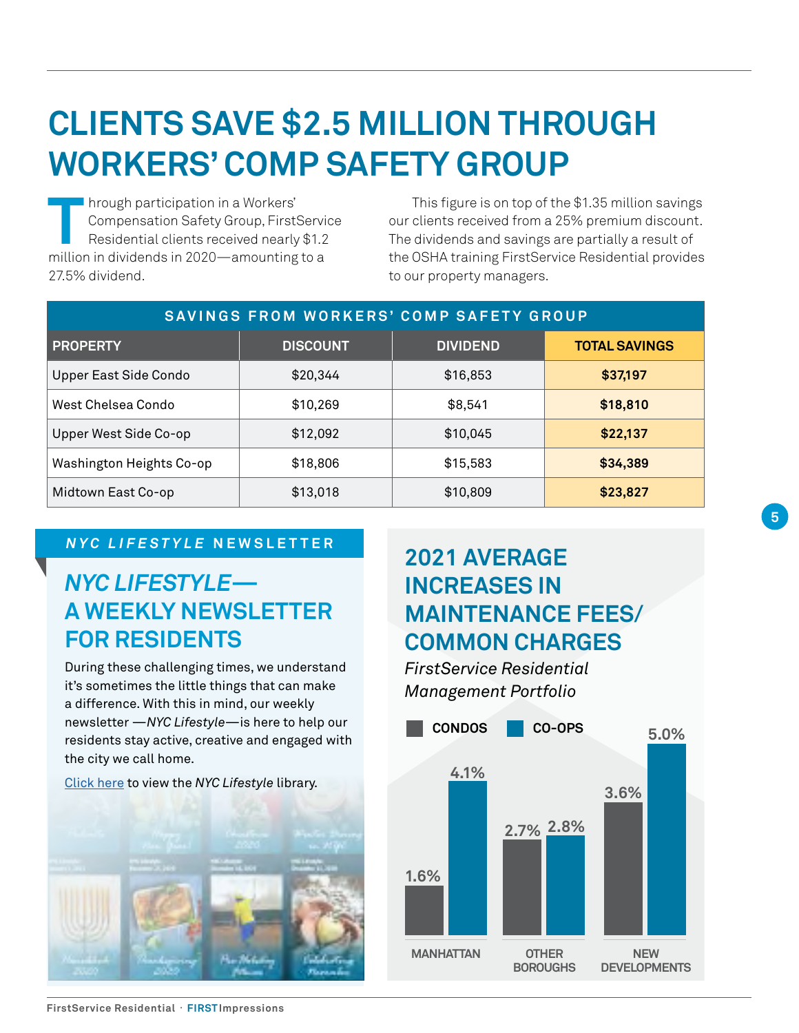# CLIENTS SAVE $2.5 MILLION THROUGH WORKERS' COMP SAFETY GROUP

Through participation in a Workers' Compensation Safety Group, FirstService Residential clients received nearly $1.2 million in dividends in 2020—amounting to a 27.5% dividend.

This figure is on top of the $1.35 million savings our clients received from a 25% premium discount. The dividends and savings are partially a result of the OSHA training FirstService Residential provides to our property managers.

**SAVINGS FROM WORKERS' COMP SAFETY GROUP**

| PROPERTY | DISCOUNT | DIVIDEND | TOTAL SAVINGS |
|---|---|---|---|
| Upper East Side Condo | $20,344 | $16,853 | **$37,197** |
| West Chelsea Condo | $10,269 | $8,541 | **$18,810** |
| Upper West Side Co-op | $12,092 | $10,045 | **$22,137** |
| Washington Heights Co-op | $18,806 | $15,583 | **$34,389** |
| Midtown East Co-op | $13,018 | $10,809 | **$23,827** |

## *NYC LIFESTYLE* NEWSLETTER

### *NYC LIFESTYLE*— A WEEKLY NEWSLETTER FOR RESIDENTS

During these challenging times, we understand it's sometimes the little things that can make a difference. With this in mind, our weekly newsletter —*NYC Lifestyle*—is here to help our residents stay active, creative and engaged with the city we call home.

Click here to view the *NYC Lifestyle* library.

## 2021 AVERAGE INCREASES IN MAINTENANCE FEES/ COMMON CHARGES

*FirstService Residential Management Portfolio*

| | CONDOS | CO-OPS |
|---|---|---|
| MANHATTAN | 1.6% | 4.1% |
| OTHER BOROUGHS | 2.7% | 2.8% |
| NEW DEVELOPMENTS | 3.6% | 5.0% |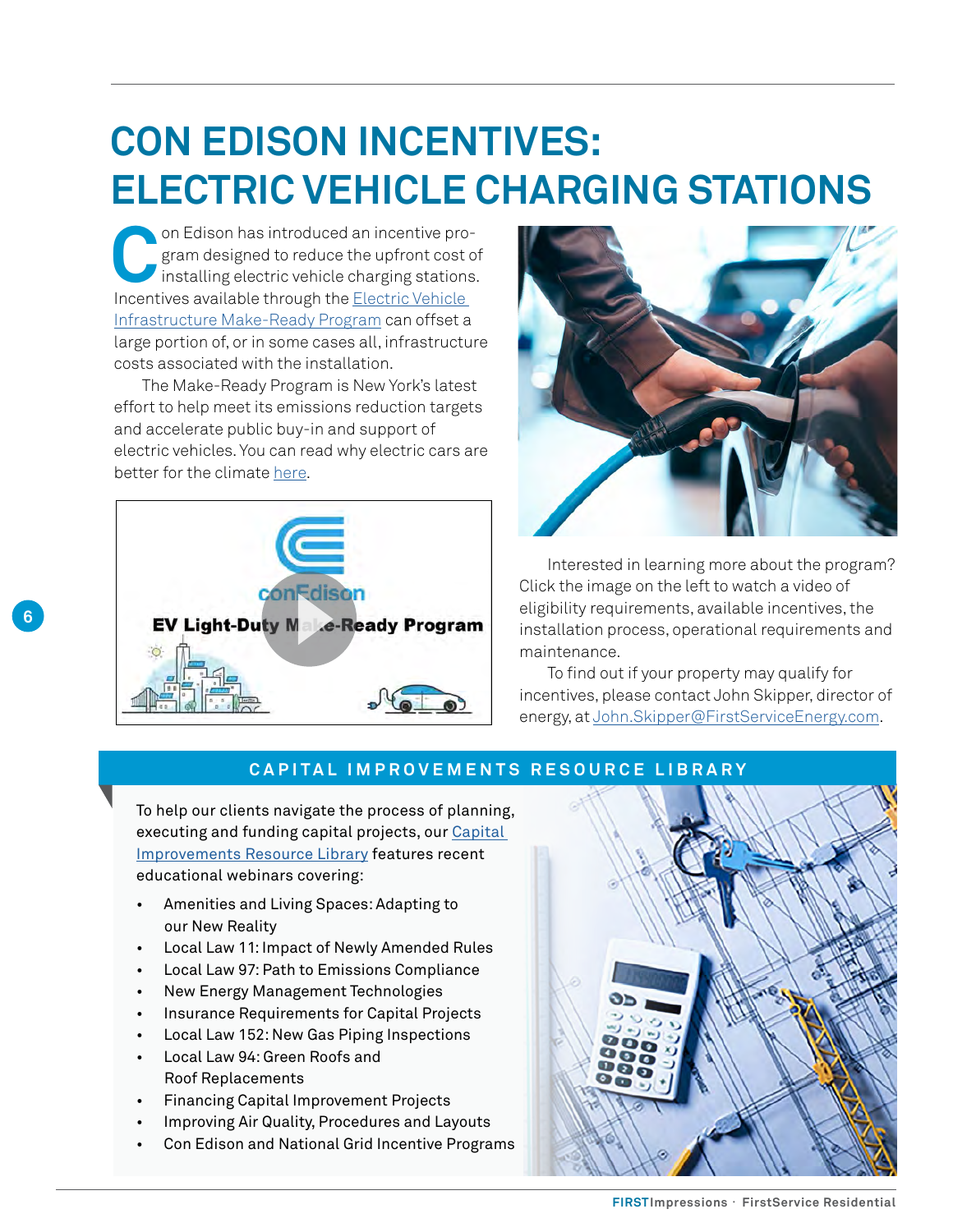# CON EDISON INCENTIVES: ELECTRIC VEHICLE CHARGING STATIONS

Con Edison has introduced an incentive program designed to reduce the upfront cost of installing electric vehicle charging stations. Incentives available through the Electric Vehicle Infrastructure Make-Ready Program can offset a large portion of, or in some cases all, infrastructure costs associated with the installation.

The Make-Ready Program is New York's latest effort to help meet its emissions reduction targets and accelerate public buy-in and support of electric vehicles. You can read why electric cars are better for the climate here.

Interested in learning more about the program? Click the image on the left to watch a video of eligibility requirements, available incentives, the installation process, operational requirements and maintenance.

To find out if your property may qualify for incentives, please contact John Skipper, director of energy, at John.Skipper@FirstServiceEnergy.com.

## CAPITAL IMPROVEMENTS RESOURCE LIBRARY

To help our clients navigate the process of planning, executing and funding capital projects, our Capital Improvements Resource Library features recent educational webinars covering:

- Amenities and Living Spaces: Adapting to our New Reality
- Local Law 11: Impact of Newly Amended Rules
- Local Law 97: Path to Emissions Compliance
- New Energy Management Technologies
- Insurance Requirements for Capital Projects
- Local Law 152: New Gas Piping Inspections
- Local Law 94: Green Roofs and Roof Replacements
- Financing Capital Improvement Projects
- Improving Air Quality, Procedures and Layouts
- Con Edison and National Grid Incentive Programs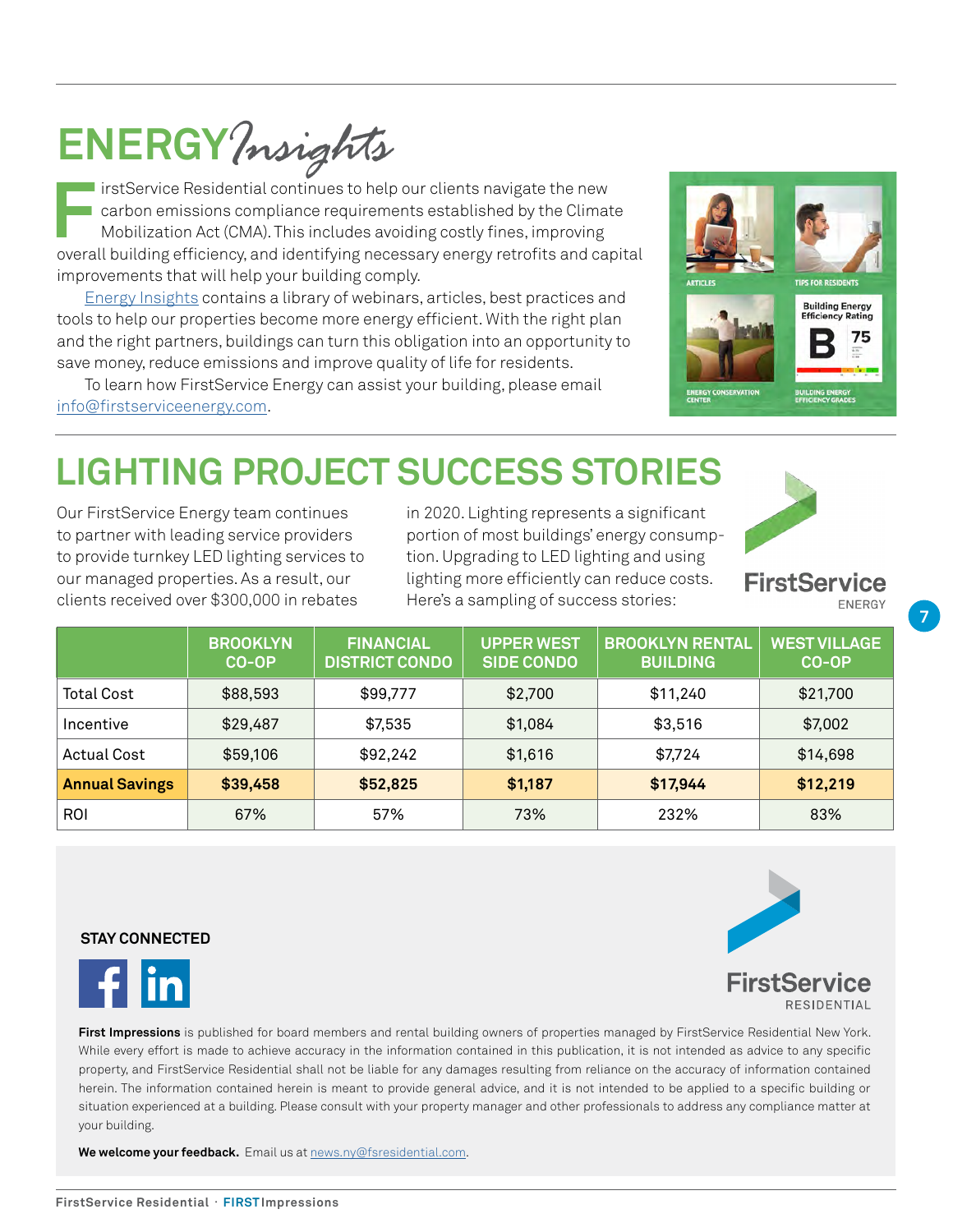# ENERGY *Insights*

FirstService Residential continues to help our clients navigate the new carbon emissions compliance requirements established by the Climate Mobilization Act (CMA). This includes avoiding costly fines, improving overall building efficiency, and identifying necessary energy retrofits and capital improvements that will help your building comply.

Energy Insights contains a library of webinars, articles, best practices and tools to help our properties become more energy efficient. With the right plan and the right partners, buildings can turn this obligation into an opportunity to save money, reduce emissions and improve quality of life for residents.

To learn how FirstService Energy can assist your building, please email info@firstserviceenergy.com.

ARTICLES

TIPS FOR RESIDENTS

ENERGY CONSERVATION CENTER

BUILDING ENERGY EFFICIENCY GRADES

Building Energy Efficiency Rating

B 75

# LIGHTING PROJECT SUCCESS STORIES

Our FirstService Energy team continues to partner with leading service providers to provide turnkey LED lighting services to our managed properties. As a result, our clients received over $300,000 in rebates in 2020. Lighting represents a significant portion of most buildings' energy consumption. Upgrading to LED lighting and using lighting more efficiently can reduce costs. Here's a sampling of success stories:

FirstService ENERGY

| | BROOKLYN CO-OP | FINANCIAL DISTRICT CONDO | UPPER WEST SIDE CONDO | BROOKLYN RENTAL BUILDING | WEST VILLAGE CO-OP |
|---|---|---|---|---|---|
| Total Cost | $88,593 | $99,777 | $2,700 | $11,240 | $21,700 |
| Incentive | $29,487 | $7,535 | $1,084 | $3,516 | $7,002 |
| Actual Cost | $59,106 | $92,242 | $1,616 | $7,724 | $14,698 |
| **Annual Savings** | **$39,458** | **$52,825** | **$1,187** | **$17,944** | **$12,219** |
| ROI | 67% | 57% | 73% | 232% | 83% |

**STAY CONNECTED**

FirstService RESIDENTIAL

**First Impressions** is published for board members and rental building owners of properties managed by FirstService Residential New York. While every effort is made to achieve accuracy in the information contained in this publication, it is not intended as advice to any specific property, and FirstService Residential shall not be liable for any damages resulting from reliance on the accuracy of information contained herein. The information contained herein is meant to provide general advice, and it is not intended to be applied to a specific building or situation experienced at a building. Please consult with your property manager and other professionals to address any compliance matter at your building.

**We welcome your feedback.** Email us at news.ny@fsresidential.com.